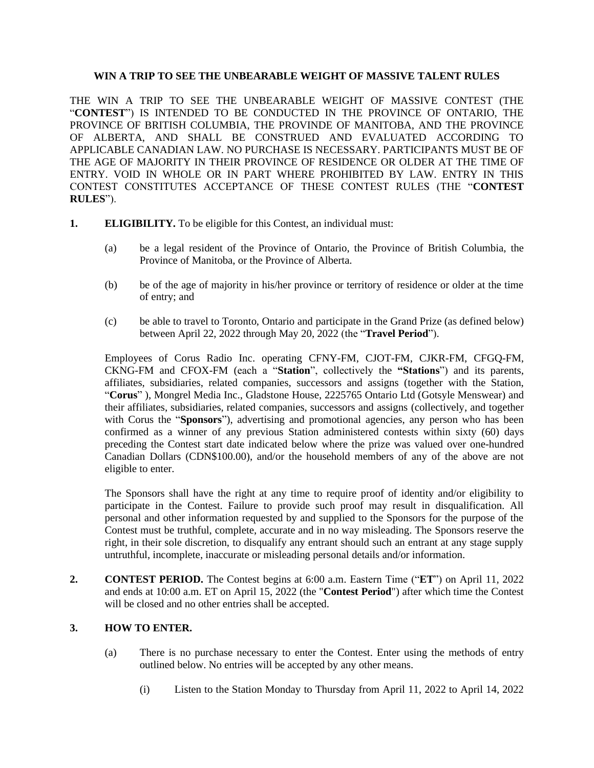**WIN A TRIP TO SEE THE UNBEARABLE WEIGHT OF MASSIVE TALENT RULES**

THE WIN A TRIP TO SEE THE UNBEARABLE WEIGHT OF MASSIVE CONTEST (THE "**CONTEST**") IS INTENDED TO BE CONDUCTED IN THE PROVINCE OF ONTARIO, THE PROVINCE OF BRITISH COLUMBIA, THE PROVINDE OF MANITOBA, AND THE PROVINCE OF ALBERTA, AND SHALL BE CONSTRUED AND EVALUATED ACCORDING TO APPLICABLE CANADIAN LAW. NO PURCHASE IS NECESSARY. PARTICIPANTS MUST BE OF THE AGE OF MAJORITY IN THEIR PROVINCE OF RESIDENCE OR OLDER AT THE TIME OF ENTRY. VOID IN WHOLE OR IN PART WHERE PROHIBITED BY LAW. ENTRY IN THIS CONTEST CONSTITUTES ACCEPTANCE OF THESE CONTEST RULES (THE "**CONTEST RULES**").

**1. ELIGIBILITY.** To be eligible for this Contest, an individual must:

(a) be a legal resident of the Province of Ontario, the Province of British Columbia, the Province of Manitoba, or the Province of Alberta.

(b) be of the age of majority in his/her province or territory of residence or older at the time of entry; and

(c) be able to travel to Toronto, Ontario and participate in the Grand Prize (as defined below) between April 22, 2022 through May 20, 2022 (the "**Travel Period**").

Employees of Corus Radio Inc. operating CFNY-FM, CJOT-FM, CJKR-FM, CFGQ-FM, CKNG-FM and CFOX-FM (each a "**Station**", collectively the **"Stations**") and its parents, affiliates, subsidiaries, related companies, successors and assigns (together with the Station, "**Corus**" ), Mongrel Media Inc., Gladstone House, 2225765 Ontario Ltd (Gotsyle Menswear) and their affiliates, subsidiaries, related companies, successors and assigns (collectively, and together with Corus the "**Sponsors**"), advertising and promotional agencies, any person who has been confirmed as a winner of any previous Station administered contests within sixty (60) days preceding the Contest start date indicated below where the prize was valued over one-hundred Canadian Dollars (CDN$100.00), and/or the household members of any of the above are not eligible to enter.

The Sponsors shall have the right at any time to require proof of identity and/or eligibility to participate in the Contest. Failure to provide such proof may result in disqualification. All personal and other information requested by and supplied to the Sponsors for the purpose of the Contest must be truthful, complete, accurate and in no way misleading. The Sponsors reserve the right, in their sole discretion, to disqualify any entrant should such an entrant at any stage supply untruthful, incomplete, inaccurate or misleading personal details and/or information.

**2. CONTEST PERIOD.** The Contest begins at 6:00 a.m. Eastern Time ("**ET**") on April 11, 2022 and ends at 10:00 a.m. ET on April 15, 2022 (the "**Contest Period**") after which time the Contest will be closed and no other entries shall be accepted.

**3. HOW TO ENTER.**

(a) There is no purchase necessary to enter the Contest. Enter using the methods of entry outlined below. No entries will be accepted by any other means.

(i) Listen to the Station Monday to Thursday from April 11, 2022 to April 14, 2022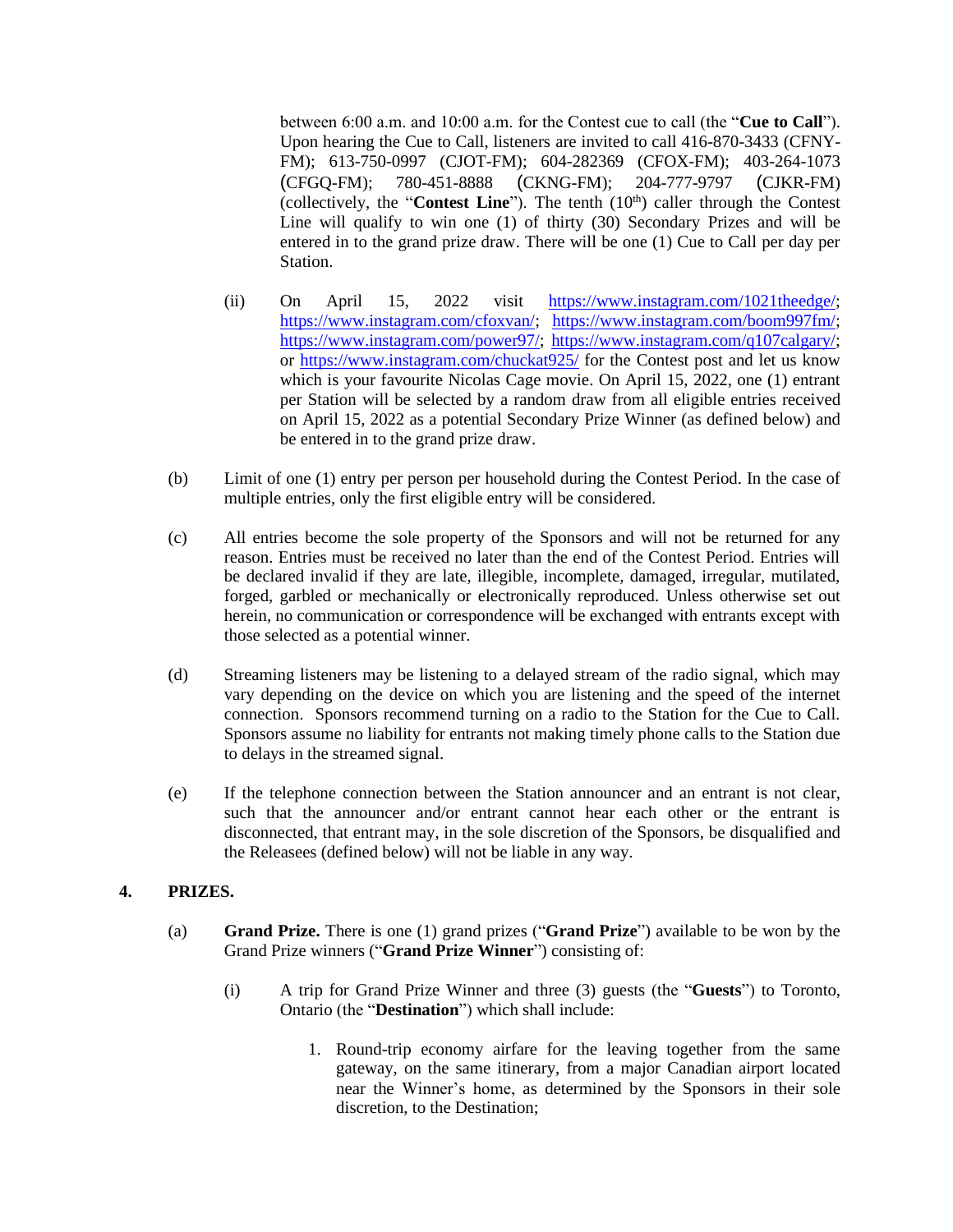between 6:00 a.m. and 10:00 a.m. for the Contest cue to call (the "**Cue to Call**"). Upon hearing the Cue to Call, listeners are invited to call 416-870-3433 (CFNY-FM); 613-750-0997 (CJOT-FM); 604-282369 (CFOX-FM); 403-264-1073 (CFGQ-FM); 780-451-8888 (CKNG-FM); 204-777-9797 (CJKR-FM) (collectively, the "**Contest Line**"). The tenth (10th) caller through the Contest Line will qualify to win one (1) of thirty (30) Secondary Prizes and will be entered in to the grand prize draw. There will be one (1) Cue to Call per day per Station.

(ii) On April 15, 2022 visit https://www.instagram.com/1021theedge/; https://www.instagram.com/cfoxvan/; https://www.instagram.com/boom997fm/; https://www.instagram.com/power97/; https://www.instagram.com/q107calgary/; or https://www.instagram.com/chuckat925/ for the Contest post and let us know which is your favourite Nicolas Cage movie. On April 15, 2022, one (1) entrant per Station will be selected by a random draw from all eligible entries received on April 15, 2022 as a potential Secondary Prize Winner (as defined below) and be entered in to the grand prize draw.

(b) Limit of one (1) entry per person per household during the Contest Period. In the case of multiple entries, only the first eligible entry will be considered.

(c) All entries become the sole property of the Sponsors and will not be returned for any reason. Entries must be received no later than the end of the Contest Period. Entries will be declared invalid if they are late, illegible, incomplete, damaged, irregular, mutilated, forged, garbled or mechanically or electronically reproduced. Unless otherwise set out herein, no communication or correspondence will be exchanged with entrants except with those selected as a potential winner.

(d) Streaming listeners may be listening to a delayed stream of the radio signal, which may vary depending on the device on which you are listening and the speed of the internet connection. Sponsors recommend turning on a radio to the Station for the Cue to Call. Sponsors assume no liability for entrants not making timely phone calls to the Station due to delays in the streamed signal.

(e) If the telephone connection between the Station announcer and an entrant is not clear, such that the announcer and/or entrant cannot hear each other or the entrant is disconnected, that entrant may, in the sole discretion of the Sponsors, be disqualified and the Releasees (defined below) will not be liable in any way.

## 4. PRIZES.

(a) **Grand Prize.** There is one (1) grand prizes ("**Grand Prize**") available to be won by the Grand Prize winners ("**Grand Prize Winner**") consisting of:

(i) A trip for Grand Prize Winner and three (3) guests (the "**Guests**") to Toronto, Ontario (the "**Destination**") which shall include:

1. Round-trip economy airfare for the leaving together from the same gateway, on the same itinerary, from a major Canadian airport located near the Winner's home, as determined by the Sponsors in their sole discretion, to the Destination;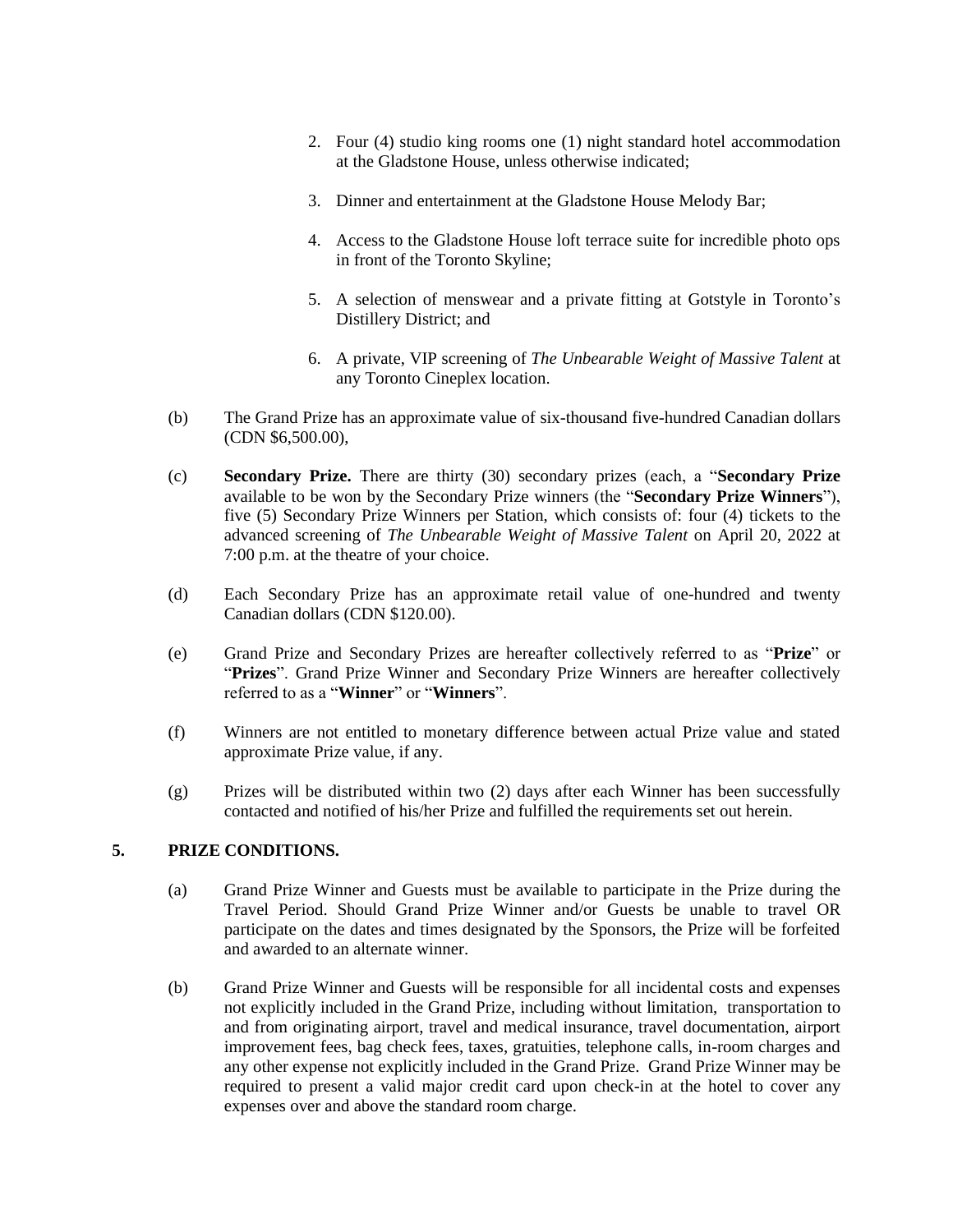2. Four (4) studio king rooms one (1) night standard hotel accommodation at the Gladstone House, unless otherwise indicated;

3. Dinner and entertainment at the Gladstone House Melody Bar;

4. Access to the Gladstone House loft terrace suite for incredible photo ops in front of the Toronto Skyline;

5. A selection of menswear and a private fitting at Gotstyle in Toronto's Distillery District; and

6. A private, VIP screening of *The Unbearable Weight of Massive Talent* at any Toronto Cineplex location.

(b) The Grand Prize has an approximate value of six-thousand five-hundred Canadian dollars (CDN $6,500.00),

(c) **Secondary Prize.** There are thirty (30) secondary prizes (each, a "**Secondary Prize** available to be won by the Secondary Prize winners (the "**Secondary Prize Winners**"), five (5) Secondary Prize Winners per Station, which consists of: four (4) tickets to the advanced screening of *The Unbearable Weight of Massive Talent* on April 20, 2022 at 7:00 p.m. at the theatre of your choice.

(d) Each Secondary Prize has an approximate retail value of one-hundred and twenty Canadian dollars (CDN $120.00).

(e) Grand Prize and Secondary Prizes are hereafter collectively referred to as "**Prize**" or "**Prizes**". Grand Prize Winner and Secondary Prize Winners are hereafter collectively referred to as a "**Winner**" or "**Winners**".

(f) Winners are not entitled to monetary difference between actual Prize value and stated approximate Prize value, if any.

(g) Prizes will be distributed within two (2) days after each Winner has been successfully contacted and notified of his/her Prize and fulfilled the requirements set out herein.

## 5. PRIZE CONDITIONS.

(a) Grand Prize Winner and Guests must be available to participate in the Prize during the Travel Period. Should Grand Prize Winner and/or Guests be unable to travel OR participate on the dates and times designated by the Sponsors, the Prize will be forfeited and awarded to an alternate winner.

(b) Grand Prize Winner and Guests will be responsible for all incidental costs and expenses not explicitly included in the Grand Prize, including without limitation, transportation to and from originating airport, travel and medical insurance, travel documentation, airport improvement fees, bag check fees, taxes, gratuities, telephone calls, in-room charges and any other expense not explicitly included in the Grand Prize. Grand Prize Winner may be required to present a valid major credit card upon check-in at the hotel to cover any expenses over and above the standard room charge.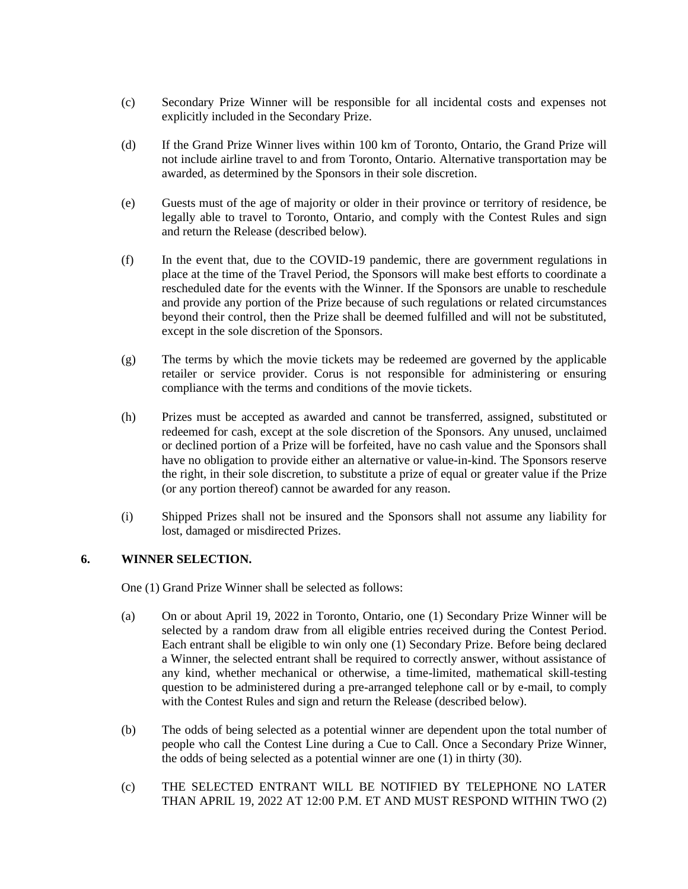(c) Secondary Prize Winner will be responsible for all incidental costs and expenses not explicitly included in the Secondary Prize.

(d) If the Grand Prize Winner lives within 100 km of Toronto, Ontario, the Grand Prize will not include airline travel to and from Toronto, Ontario. Alternative transportation may be awarded, as determined by the Sponsors in their sole discretion.

(e) Guests must of the age of majority or older in their province or territory of residence, be legally able to travel to Toronto, Ontario, and comply with the Contest Rules and sign and return the Release (described below).

(f) In the event that, due to the COVID-19 pandemic, there are government regulations in place at the time of the Travel Period, the Sponsors will make best efforts to coordinate a rescheduled date for the events with the Winner. If the Sponsors are unable to reschedule and provide any portion of the Prize because of such regulations or related circumstances beyond their control, then the Prize shall be deemed fulfilled and will not be substituted, except in the sole discretion of the Sponsors.

(g) The terms by which the movie tickets may be redeemed are governed by the applicable retailer or service provider. Corus is not responsible for administering or ensuring compliance with the terms and conditions of the movie tickets.

(h) Prizes must be accepted as awarded and cannot be transferred, assigned, substituted or redeemed for cash, except at the sole discretion of the Sponsors. Any unused, unclaimed or declined portion of a Prize will be forfeited, have no cash value and the Sponsors shall have no obligation to provide either an alternative or value-in-kind. The Sponsors reserve the right, in their sole discretion, to substitute a prize of equal or greater value if the Prize (or any portion thereof) cannot be awarded for any reason.

(i) Shipped Prizes shall not be insured and the Sponsors shall not assume any liability for lost, damaged or misdirected Prizes.

## 6. WINNER SELECTION.

One (1) Grand Prize Winner shall be selected as follows:

(a) On or about April 19, 2022 in Toronto, Ontario, one (1) Secondary Prize Winner will be selected by a random draw from all eligible entries received during the Contest Period. Each entrant shall be eligible to win only one (1) Secondary Prize. Before being declared a Winner, the selected entrant shall be required to correctly answer, without assistance of any kind, whether mechanical or otherwise, a time-limited, mathematical skill-testing question to be administered during a pre-arranged telephone call or by e-mail, to comply with the Contest Rules and sign and return the Release (described below).

(b) The odds of being selected as a potential winner are dependent upon the total number of people who call the Contest Line during a Cue to Call. Once a Secondary Prize Winner, the odds of being selected as a potential winner are one (1) in thirty (30).

(c) THE SELECTED ENTRANT WILL BE NOTIFIED BY TELEPHONE NO LATER THAN APRIL 19, 2022 AT 12:00 P.M. ET AND MUST RESPOND WITHIN TWO (2)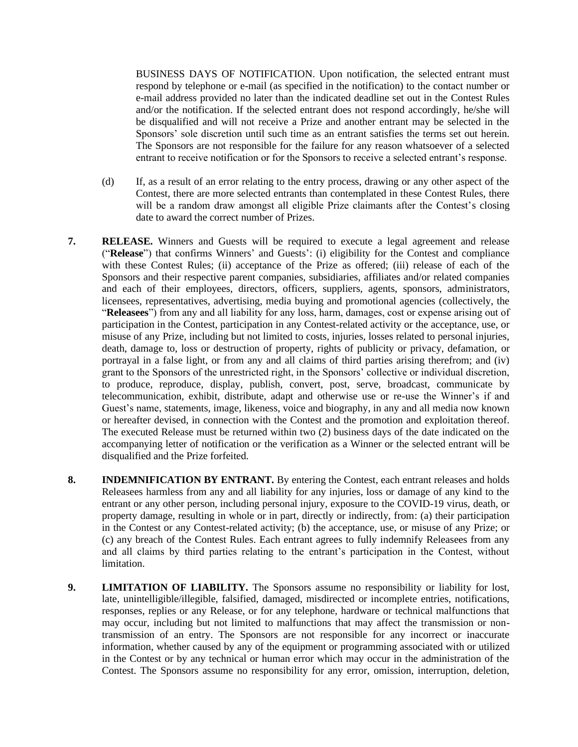BUSINESS DAYS OF NOTIFICATION. Upon notification, the selected entrant must respond by telephone or e-mail (as specified in the notification) to the contact number or e-mail address provided no later than the indicated deadline set out in the Contest Rules and/or the notification. If the selected entrant does not respond accordingly, he/she will be disqualified and will not receive a Prize and another entrant may be selected in the Sponsors' sole discretion until such time as an entrant satisfies the terms set out herein. The Sponsors are not responsible for the failure for any reason whatsoever of a selected entrant to receive notification or for the Sponsors to receive a selected entrant's response.

(d) If, as a result of an error relating to the entry process, drawing or any other aspect of the Contest, there are more selected entrants than contemplated in these Contest Rules, there will be a random draw amongst all eligible Prize claimants after the Contest's closing date to award the correct number of Prizes.

**7. RELEASE.** Winners and Guests will be required to execute a legal agreement and release ("**Release**") that confirms Winners' and Guests': (i) eligibility for the Contest and compliance with these Contest Rules; (ii) acceptance of the Prize as offered; (iii) release of each of the Sponsors and their respective parent companies, subsidiaries, affiliates and/or related companies and each of their employees, directors, officers, suppliers, agents, sponsors, administrators, licensees, representatives, advertising, media buying and promotional agencies (collectively, the "**Releasees**") from any and all liability for any loss, harm, damages, cost or expense arising out of participation in the Contest, participation in any Contest-related activity or the acceptance, use, or misuse of any Prize, including but not limited to costs, injuries, losses related to personal injuries, death, damage to, loss or destruction of property, rights of publicity or privacy, defamation, or portrayal in a false light, or from any and all claims of third parties arising therefrom; and (iv) grant to the Sponsors of the unrestricted right, in the Sponsors' collective or individual discretion, to produce, reproduce, display, publish, convert, post, serve, broadcast, communicate by telecommunication, exhibit, distribute, adapt and otherwise use or re-use the Winner's if and Guest's name, statements, image, likeness, voice and biography, in any and all media now known or hereafter devised, in connection with the Contest and the promotion and exploitation thereof. The executed Release must be returned within two (2) business days of the date indicated on the accompanying letter of notification or the verification as a Winner or the selected entrant will be disqualified and the Prize forfeited.

**8. INDEMNIFICATION BY ENTRANT.** By entering the Contest, each entrant releases and holds Releasees harmless from any and all liability for any injuries, loss or damage of any kind to the entrant or any other person, including personal injury, exposure to the COVID-19 virus, death, or property damage, resulting in whole or in part, directly or indirectly, from: (a) their participation in the Contest or any Contest-related activity; (b) the acceptance, use, or misuse of any Prize; or (c) any breach of the Contest Rules. Each entrant agrees to fully indemnify Releasees from any and all claims by third parties relating to the entrant's participation in the Contest, without limitation.

**9. LIMITATION OF LIABILITY.** The Sponsors assume no responsibility or liability for lost, late, unintelligible/illegible, falsified, damaged, misdirected or incomplete entries, notifications, responses, replies or any Release, or for any telephone, hardware or technical malfunctions that may occur, including but not limited to malfunctions that may affect the transmission or non-transmission of an entry. The Sponsors are not responsible for any incorrect or inaccurate information, whether caused by any of the equipment or programming associated with or utilized in the Contest or by any technical or human error which may occur in the administration of the Contest. The Sponsors assume no responsibility for any error, omission, interruption, deletion,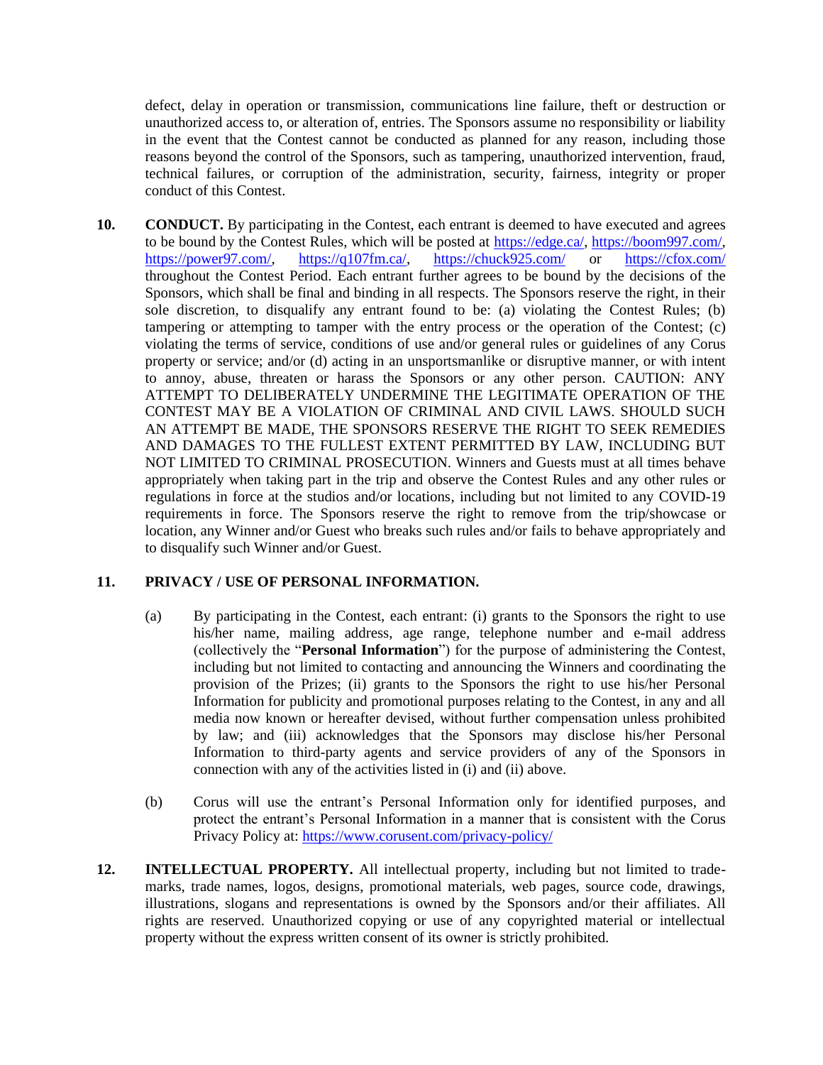defect, delay in operation or transmission, communications line failure, theft or destruction or unauthorized access to, or alteration of, entries. The Sponsors assume no responsibility or liability in the event that the Contest cannot be conducted as planned for any reason, including those reasons beyond the control of the Sponsors, such as tampering, unauthorized intervention, fraud, technical failures, or corruption of the administration, security, fairness, integrity or proper conduct of this Contest.

**10. CONDUCT.** By participating in the Contest, each entrant is deemed to have executed and agrees to be bound by the Contest Rules, which will be posted at https://edge.ca/, https://boom997.com/, https://power97.com/, https://q107fm.ca/, https://chuck925.com/ or https://cfox.com/ throughout the Contest Period. Each entrant further agrees to be bound by the decisions of the Sponsors, which shall be final and binding in all respects. The Sponsors reserve the right, in their sole discretion, to disqualify any entrant found to be: (a) violating the Contest Rules; (b) tampering or attempting to tamper with the entry process or the operation of the Contest; (c) violating the terms of service, conditions of use and/or general rules or guidelines of any Corus property or service; and/or (d) acting in an unsportsmanlike or disruptive manner, or with intent to annoy, abuse, threaten or harass the Sponsors or any other person. CAUTION: ANY ATTEMPT TO DELIBERATELY UNDERMINE THE LEGITIMATE OPERATION OF THE CONTEST MAY BE A VIOLATION OF CRIMINAL AND CIVIL LAWS. SHOULD SUCH AN ATTEMPT BE MADE, THE SPONSORS RESERVE THE RIGHT TO SEEK REMEDIES AND DAMAGES TO THE FULLEST EXTENT PERMITTED BY LAW, INCLUDING BUT NOT LIMITED TO CRIMINAL PROSECUTION. Winners and Guests must at all times behave appropriately when taking part in the trip and observe the Contest Rules and any other rules or regulations in force at the studios and/or locations, including but not limited to any COVID-19 requirements in force. The Sponsors reserve the right to remove from the trip/showcase or location, any Winner and/or Guest who breaks such rules and/or fails to behave appropriately and to disqualify such Winner and/or Guest.

**11. PRIVACY / USE OF PERSONAL INFORMATION.**

(a) By participating in the Contest, each entrant: (i) grants to the Sponsors the right to use his/her name, mailing address, age range, telephone number and e-mail address (collectively the "**Personal Information**") for the purpose of administering the Contest, including but not limited to contacting and announcing the Winners and coordinating the provision of the Prizes; (ii) grants to the Sponsors the right to use his/her Personal Information for publicity and promotional purposes relating to the Contest, in any and all media now known or hereafter devised, without further compensation unless prohibited by law; and (iii) acknowledges that the Sponsors may disclose his/her Personal Information to third-party agents and service providers of any of the Sponsors in connection with any of the activities listed in (i) and (ii) above.

(b) Corus will use the entrant's Personal Information only for identified purposes, and protect the entrant's Personal Information in a manner that is consistent with the Corus Privacy Policy at: https://www.corusent.com/privacy-policy/

**12. INTELLECTUAL PROPERTY.** All intellectual property, including but not limited to trade-marks, trade names, logos, designs, promotional materials, web pages, source code, drawings, illustrations, slogans and representations is owned by the Sponsors and/or their affiliates. All rights are reserved. Unauthorized copying or use of any copyrighted material or intellectual property without the express written consent of its owner is strictly prohibited.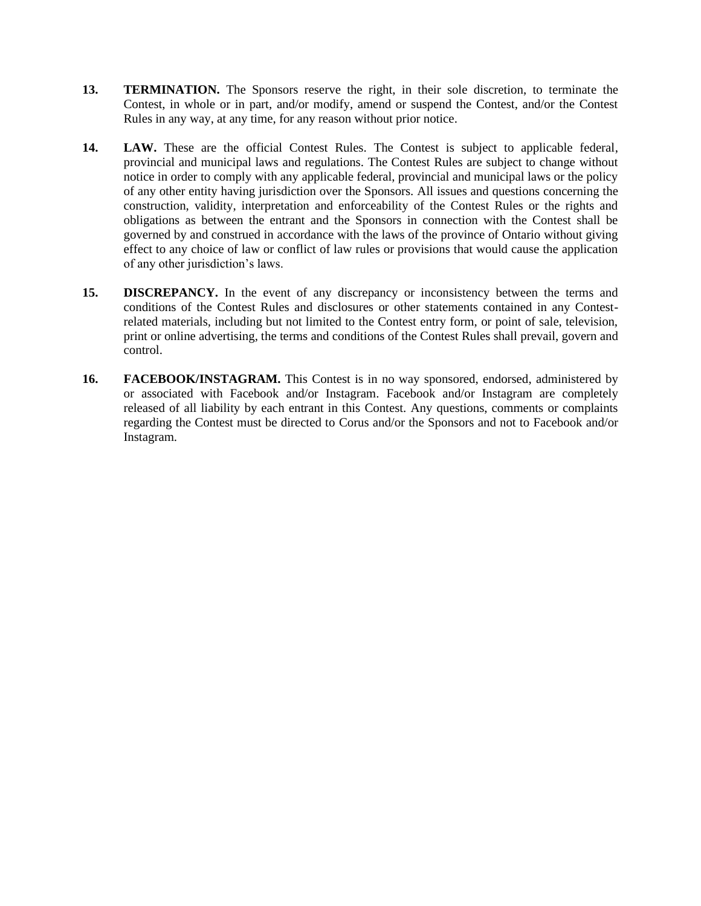13. **TERMINATION.** The Sponsors reserve the right, in their sole discretion, to terminate the Contest, in whole or in part, and/or modify, amend or suspend the Contest, and/or the Contest Rules in any way, at any time, for any reason without prior notice.

14. **LAW.** These are the official Contest Rules. The Contest is subject to applicable federal, provincial and municipal laws and regulations. The Contest Rules are subject to change without notice in order to comply with any applicable federal, provincial and municipal laws or the policy of any other entity having jurisdiction over the Sponsors. All issues and questions concerning the construction, validity, interpretation and enforceability of the Contest Rules or the rights and obligations as between the entrant and the Sponsors in connection with the Contest shall be governed by and construed in accordance with the laws of the province of Ontario without giving effect to any choice of law or conflict of law rules or provisions that would cause the application of any other jurisdiction's laws.

15. **DISCREPANCY.** In the event of any discrepancy or inconsistency between the terms and conditions of the Contest Rules and disclosures or other statements contained in any Contest-related materials, including but not limited to the Contest entry form, or point of sale, television, print or online advertising, the terms and conditions of the Contest Rules shall prevail, govern and control.

16. **FACEBOOK/INSTAGRAM.** This Contest is in no way sponsored, endorsed, administered by or associated with Facebook and/or Instagram. Facebook and/or Instagram are completely released of all liability by each entrant in this Contest. Any questions, comments or complaints regarding the Contest must be directed to Corus and/or the Sponsors and not to Facebook and/or Instagram.